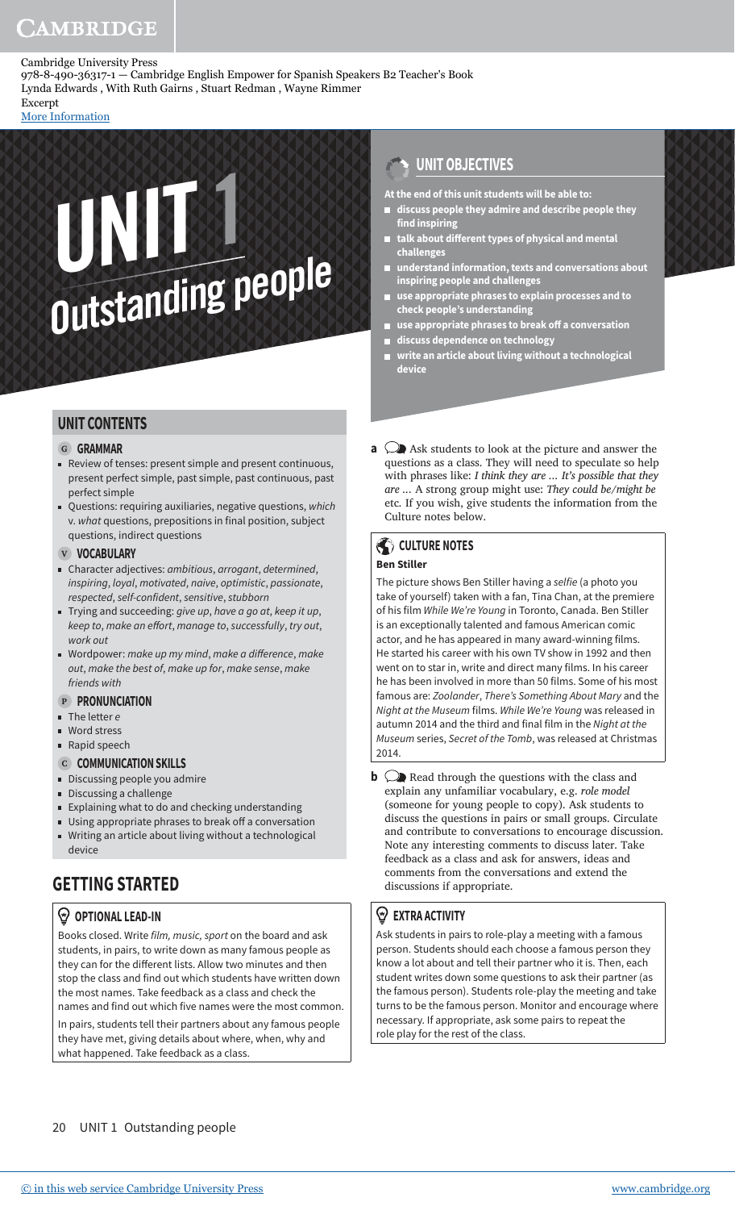Cambridge University Press
978-8-490-36317-1 — Cambridge English Empower for Spanish Speakers B2 Teacher's Book
Lynda Edwards , With Ruth Gairns , Stuart Redman , Wayne Rimmer
Excerpt
More Information

# UNIT 1 Outstanding people

## UNIT OBJECTIVES

**At the end of this unit students will be able to:**

- **discuss people they admire and describe people they find inspiring**
- **talk about different types of physical and mental challenges**
- **understand information, texts and conversations about inspiring people and challenges**
- **use appropriate phrases to explain processes and to check people's understanding**
- **use appropriate phrases to break off a conversation**
- **discuss dependence on technology**
- **write an article about living without a technological device**

## UNIT CONTENTS

### G GRAMMAR

- Review of tenses: present simple and present continuous, present perfect simple, past simple, past continuous, past perfect simple
- Questions: requiring auxiliaries, negative questions, *which* v. *what* questions, prepositions in final position, subject questions, indirect questions

### V VOCABULARY

- Character adjectives: *ambitious*, *arrogant*, *determined*, *inspiring*, *loyal*, *motivated*, *naive*, *optimistic*, *passionate*, *respected*, *self-confident*, *sensitive*, *stubborn*
- Trying and succeeding: *give up*, *have a go at*, *keep it up*, *keep to*, *make an effort*, *manage to*, *successfully*, *try out*, *work out*
- Wordpower: *make up my mind*, *make a difference*, *make out*, *make the best of*, *make up for*, *make sense*, *make friends with*

### P PRONUNCIATION

- The letter *e*
- Word stress
- Rapid speech

### C COMMUNICATION SKILLS

- Discussing people you admire
- Discussing a challenge
- Explaining what to do and checking understanding
- Using appropriate phrases to break off a conversation
- Writing an article about living without a technological device

## GETTING STARTED

### OPTIONAL LEAD-IN

Books closed. Write *film, music, sport* on the board and ask students, in pairs, to write down as many famous people as they can for the different lists. Allow two minutes and then stop the class and find out which students have written down the most names. Take feedback as a class and check the names and find out which five names were the most common.

In pairs, students tell their partners about any famous people they have met, giving details about where, when, why and what happened. Take feedback as a class.

**a** Ask students to look at the picture and answer the questions as a class. They will need to speculate so help with phrases like: *I think they are … It's possible that they are …* A strong group might use: *They could be/might be* etc. If you wish, give students the information from the Culture notes below.

### CULTURE NOTES

**Ben Stiller**

The picture shows Ben Stiller having a *selfie* (a photo you take of yourself) taken with a fan, Tina Chan, at the premiere of his film *While We're Young* in Toronto, Canada. Ben Stiller is an exceptionally talented and famous American comic actor, and he has appeared in many award-winning films. He started his career with his own TV show in 1992 and then went on to star in, write and direct many films. In his career he has been involved in more than 50 films. Some of his most famous are: *Zoolander*, *There's Something About Mary* and the *Night at the Museum* films. *While We're Young* was released in autumn 2014 and the third and final film in the *Night at the Museum* series, *Secret of the Tomb*, was released at Christmas 2014.

**b** Read through the questions with the class and explain any unfamiliar vocabulary, e.g. *role model* (someone for young people to copy). Ask students to discuss the questions in pairs or small groups. Circulate and contribute to conversations to encourage discussion. Note any interesting comments to discuss later. Take feedback as a class and ask for answers, ideas and comments from the conversations and extend the discussions if appropriate.

### EXTRA ACTIVITY

Ask students in pairs to role-play a meeting with a famous person. Students should each choose a famous person they know a lot about and tell their partner who it is. Then, each student writes down some questions to ask their partner (as the famous person). Students role-play the meeting and take turns to be the famous person. Monitor and encourage where necessary. If appropriate, ask some pairs to repeat the role play for the rest of the class.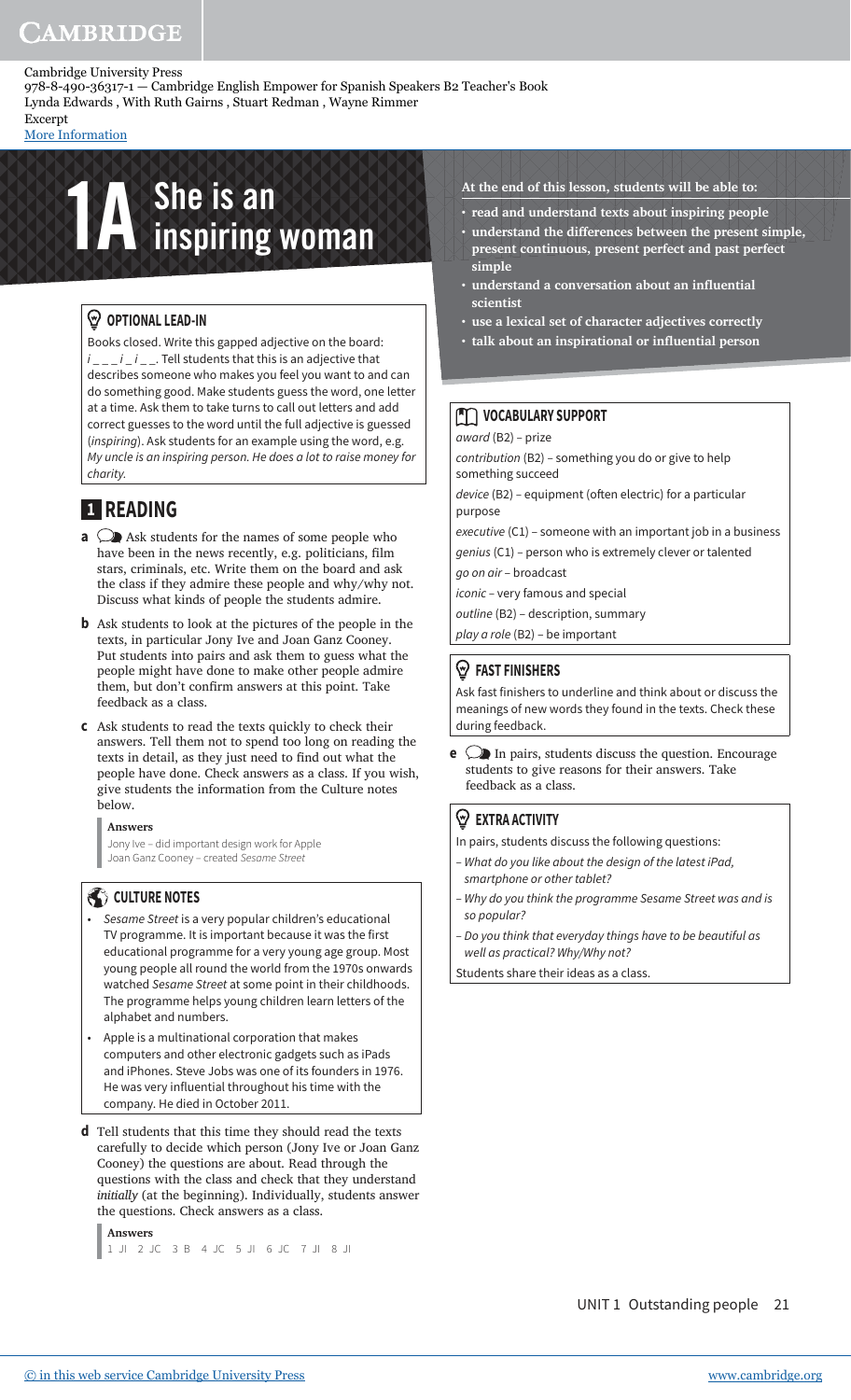Cambridge University Press
978-8-490-36317-1 — Cambridge English Empower for Spanish Speakers B2 Teacher's Book
Lynda Edwards , With Ruth Gairns , Stuart Redman , Wayne Rimmer
Excerpt
More Information

# 1A She is an inspiring woman

**At the end of this lesson, students will be able to:**

- **read and understand texts about inspiring people**
- **understand the differences between the present simple, present continuous, present perfect and past perfect simple**
- **understand a conversation about an influential scientist**
- **use a lexical set of character adjectives correctly**
- **talk about an inspirational or influential person**

### OPTIONAL LEAD-IN

Books closed. Write this gapped adjective on the board: *i _ _ _ i _ i _ _*. Tell students that this is an adjective that describes someone who makes you feel you want to and can do something good. Make students guess the word, one letter at a time. Ask them to take turns to call out letters and add correct guesses to the word until the full adjective is guessed (*inspiring*). Ask students for an example using the word, e.g. *My uncle is an inspiring person. He does a lot to raise money for charity.*

## 1 READING

**a** Ask students for the names of some people who have been in the news recently, e.g. politicians, film stars, criminals, etc. Write them on the board and ask the class if they admire these people and why/why not. Discuss what kinds of people the students admire.

**b** Ask students to look at the pictures of the people in the texts, in particular Jony Ive and Joan Ganz Cooney. Put students into pairs and ask them to guess what the people might have done to make other people admire them, but don't confirm answers at this point. Take feedback as a class.

**c** Ask students to read the texts quickly to check their answers. Tell them not to spend too long on reading the texts in detail, as they just need to find out what the people have done. Check answers as a class. If you wish, give students the information from the Culture notes below.

**Answers**
Jony Ive – did important design work for Apple
Joan Ganz Cooney – created *Sesame Street*

### CULTURE NOTES

- *Sesame Street* is a very popular children's educational TV programme. It is important because it was the first educational programme for a very young age group. Most young people all round the world from the 1970s onwards watched *Sesame Street* at some point in their childhoods. The programme helps young children learn letters of the alphabet and numbers.
- Apple is a multinational corporation that makes computers and other electronic gadgets such as iPads and iPhones. Steve Jobs was one of its founders in 1976. He was very influential throughout his time with the company. He died in October 2011.

**d** Tell students that this time they should read the texts carefully to decide which person (Jony Ive or Joan Ganz Cooney) the questions are about. Read through the questions with the class and check that they understand *initially* (at the beginning). Individually, students answer the questions. Check answers as a class.

**Answers**
1 JI 2 JC 3 B 4 JC 5 JI 6 JC 7 JI 8 JI

### VOCABULARY SUPPORT

*award* (B2) – prize
*contribution* (B2) – something you do or give to help something succeed
*device* (B2) – equipment (often electric) for a particular purpose
*executive* (C1) – someone with an important job in a business
*genius* (C1) – person who is extremely clever or talented
*go on air* – broadcast
*iconic* – very famous and special
*outline* (B2) – description, summary
*play a role* (B2) – be important

### FAST FINISHERS

Ask fast finishers to underline and think about or discuss the meanings of new words they found in the texts. Check these during feedback.

**e** In pairs, students discuss the question. Encourage students to give reasons for their answers. Take feedback as a class.

### EXTRA ACTIVITY

In pairs, students discuss the following questions:

– *What do you like about the design of the latest iPad, smartphone or other tablet?*
– *Why do you think the programme Sesame Street was and is so popular?*
– *Do you think that everyday things have to be beautiful as well as practical? Why/Why not?*

Students share their ideas as a class.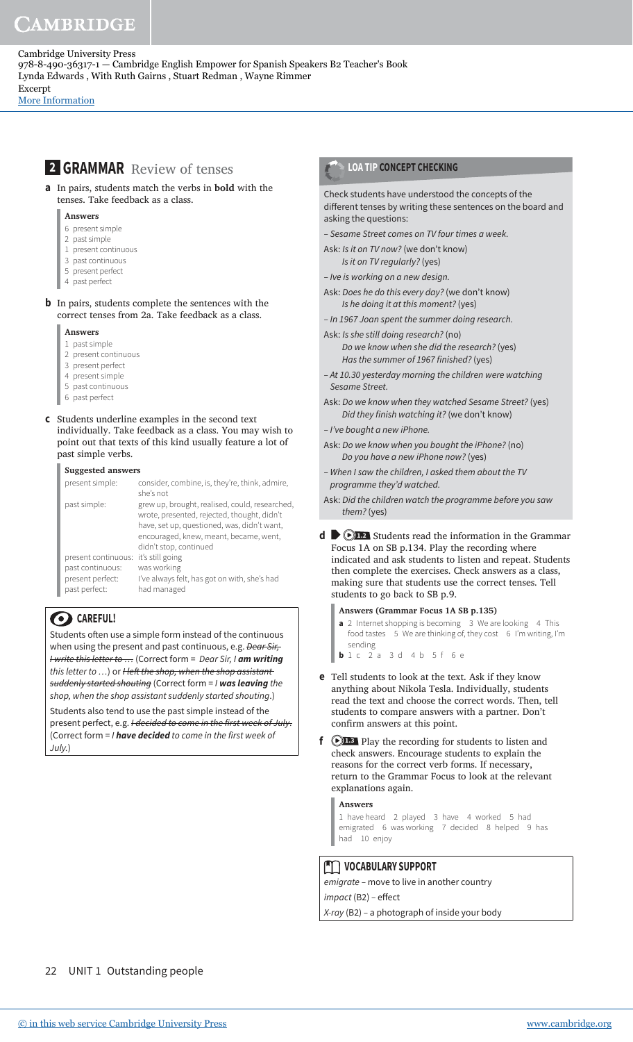## 2 GRAMMAR Review of tenses

**a** In pairs, students match the verbs in **bold** with the tenses. Take feedback as a class.

**Answers**

6 present simple
2 past simple
1 present continuous
3 past continuous
5 present perfect
4 past perfect

**b** In pairs, students complete the sentences with the correct tenses from 2a. Take feedback as a class.

**Answers**

1 past simple
2 present continuous
3 present perfect
4 present simple
5 past continuous
6 past perfect

**c** Students underline examples in the second text individually. Take feedback as a class. You may wish to point out that texts of this kind usually feature a lot of past simple verbs.

**Suggested answers**

| | |
|---|---|
| present simple: | consider, combine, is, they're, think, admire, she's not |
| past simple: | grew up, brought, realised, could, researched, wrote, presented, rejected, thought, didn't have, set up, questioned, was, didn't want, encouraged, knew, meant, became, went, didn't stop, continued |
| present continuous: | it's still going |
| past continuous: | was working |
| present perfect: | I've always felt, has got on with, she's had |
| past perfect: | had managed |

### CAREFUL!

Students often use a simple form instead of the continuous when using the present and past continuous, e.g. ~~*Dear Sir, I write this letter to …*~~ (Correct form = *Dear Sir, I **am writing** this letter to …*) or ~~*I left the shop, when the shop assistant suddenly started shouting*~~ (Correct form = *I **was leaving** the shop, when the shop assistant suddenly started shouting.*)

Students also tend to use the past simple instead of the present perfect, e.g. ~~*I decided to come in the first week of July.*~~ (Correct form = *I **have decided** to come in the first week of July.*)

### LOA TIP CONCEPT CHECKING

Check students have understood the concepts of the different tenses by writing these sentences on the board and asking the questions:

– *Sesame Street comes on TV four times a week.*

Ask: *Is it on TV now?* (we don't know)
*Is it on TV regularly?* (yes)

– *Ive is working on a new design.*

Ask: *Does he do this every day?* (we don't know)
*Is he doing it at this moment?* (yes)

– *In 1967 Joan spent the summer doing research.*

Ask: *Is she still doing research?* (no)
*Do we know when she did the research?* (yes)
*Has the summer of 1967 finished?* (yes)

– *At 10.30 yesterday morning the children were watching Sesame Street.*

Ask: *Do we know when they watched Sesame Street?* (yes)
*Did they finish watching it?* (we don't know)

– *I've bought a new iPhone.*

Ask: *Do we know when you bought the iPhone?* (no)
*Do you have a new iPhone now?* (yes)

– *When I saw the children, I asked them about the TV programme they'd watched.*

Ask: *Did the children watch the programme before you saw them?* (yes)

**d** 1.2 Students read the information in the Grammar Focus 1A on SB p.134. Play the recording where indicated and ask students to listen and repeat. Students then complete the exercises. Check answers as a class, making sure that students use the correct tenses. Tell students to go back to SB p.9.

**Answers (Grammar Focus 1A SB p.135)**

**a** 2 Internet shopping is becoming 3 We are looking 4 This food tastes 5 We are thinking of, they cost 6 I'm writing, I'm sending
**b** 1 c 2 a 3 d 4 b 5 f 6 e

**e** Tell students to look at the text. Ask if they know anything about Nikola Tesla. Individually, students read the text and choose the correct words. Then, tell students to compare answers with a partner. Don't confirm answers at this point.

**f** 1.3 Play the recording for students to listen and check answers. Encourage students to explain the reasons for the correct verb forms. If necessary, return to the Grammar Focus to look at the relevant explanations again.

**Answers**

1 have heard 2 played 3 have 4 worked 5 had emigrated 6 was working 7 decided 8 helped 9 has had 10 enjoy

### VOCABULARY SUPPORT

*emigrate* – move to live in another country
*impact* (B2) – effect
*X-ray* (B2) – a photograph of inside your body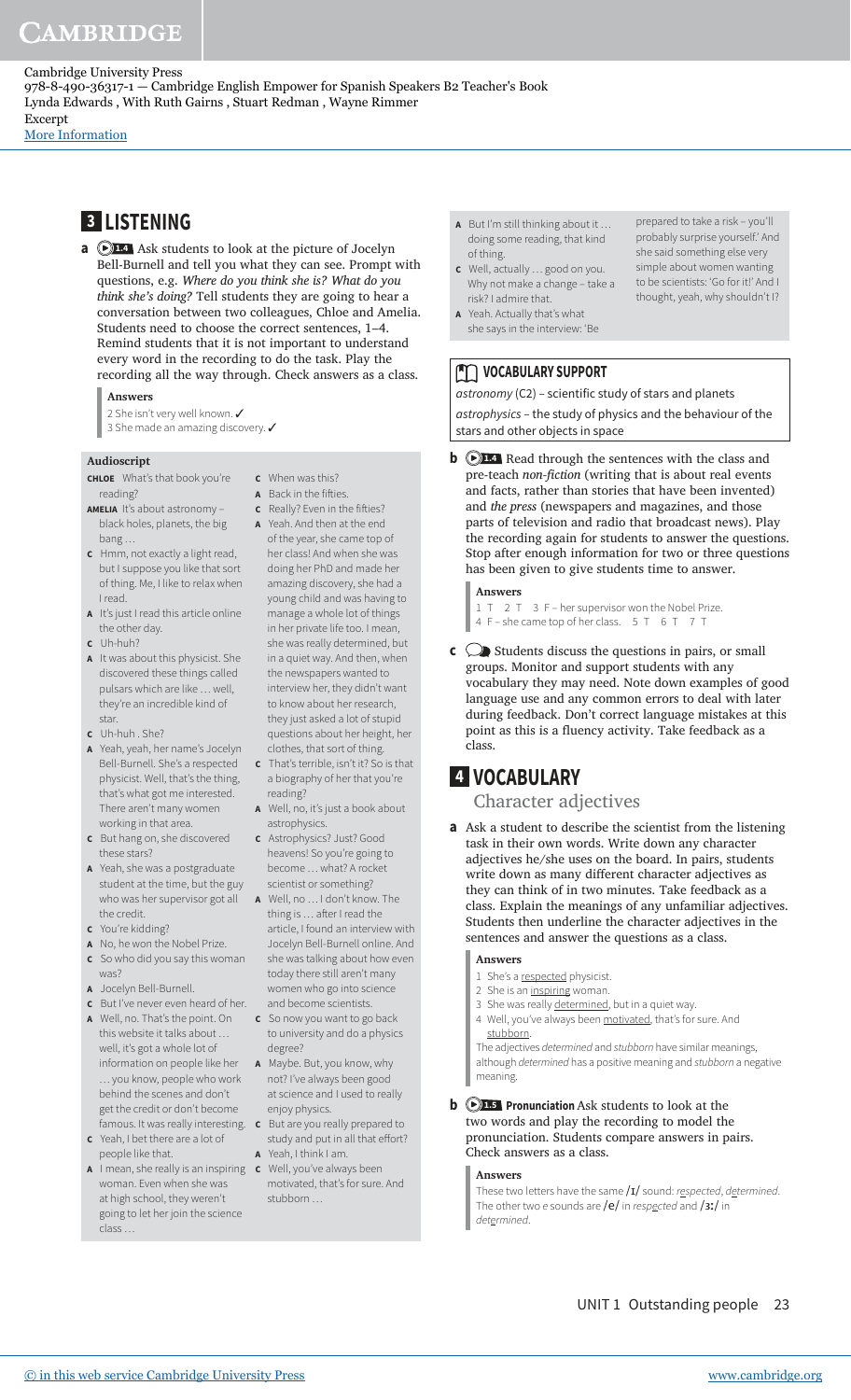## 3 LISTENING

**a** 1.4 Ask students to look at the picture of Jocelyn Bell-Burnell and tell you what they can see. Prompt with questions, e.g. *Where do you think she is? What do you think she's doing?* Tell students they are going to hear a conversation between two colleagues, Chloe and Amelia. Students need to choose the correct sentences, 1–4. Remind students that it is not important to understand every word in the recording to do the task. Play the recording all the way through. Check answers as a class.

**Answers**

2 She isn't very well known. ✓
3 She made an amazing discovery. ✓

**Audioscript**

**CHLOE** What's that book you're reading?
**AMELIA** It's about astronomy – black holes, planets, the big bang …
**C** Hmm, not exactly a light read, but I suppose you like that sort of thing. Me, I like to relax when I read.
**A** It's just I read this article online the other day.
**C** Uh-huh?
**A** It was about this physicist. She discovered these things called pulsars which are like … well, they're an incredible kind of star.
**C** Uh-huh . She?
**A** Yeah, yeah, her name's Jocelyn Bell-Burnell. She's a respected physicist. Well, that's the thing, that's what got me interested. There aren't many women working in that area.
**C** But hang on, she discovered these stars?
**A** Yeah, she was a postgraduate student at the time, but the guy who was her supervisor got all the credit.
**C** You're kidding?
**A** No, he won the Nobel Prize.
**C** So who did you say this woman was?
**A** Jocelyn Bell-Burnell.
**C** But I've never even heard of her.
**A** Well, no. That's the point. On this website it talks about … well, it's got a whole lot of information on people like her … you know, people who work behind the scenes and don't get the credit or don't become famous. It was really interesting.
**C** Yeah, I bet there are a lot of people like that.
**A** I mean, she really is an inspiring woman. Even when she was at high school, they weren't going to let her join the science class …
**C** When was this?
**A** Back in the fifties.
**C** Really? Even in the fifties?
**A** Yeah. And then at the end of the year, she came top of her class! And when she was doing her PhD and made her amazing discovery, she had a young child and was having to manage a whole lot of things in her private life too. I mean, she was really determined, but in a quiet way. And then, when the newspapers wanted to interview her, they didn't want to know about her research, they just asked a lot of stupid questions about her height, her clothes, that sort of thing.
**C** That's terrible, isn't it? So is that a biography of her that you're reading?
**A** Well, no, it's just a book about astrophysics.
**C** Astrophysics? Just? Good heavens! So you're going to become … what? A rocket scientist or something?
**A** Well, no … I don't know. The thing is … after I read the article, I found an interview with Jocelyn Bell-Burnell online. And she was talking about how even today there still aren't many women who go into science and become scientists.
**C** So now you want to go back to university and do a physics degree?
**A** Maybe. But, you know, why not? I've always been good at science and I used to really enjoy physics.
**C** But are you really prepared to study and put in all that effort?
**A** Yeah, I think I am.
**C** Well, you've always been motivated, that's for sure. And stubborn …
**A** But I'm still thinking about it … doing some reading, that kind of thing.
**C** Well, actually … good on you. Why not make a change – take a risk? I admire that.
**A** Yeah. Actually that's what she says in the interview: 'Be prepared to take a risk – you'll probably surprise yourself.' And she said something else very simple about women wanting to be scientists: 'Go for it!' And I thought, yeah, why shouldn't I?

### VOCABULARY SUPPORT

*astronomy* (C2) – scientific study of stars and planets
*astrophysics* – the study of physics and the behaviour of the stars and other objects in space

**b** 1.4 Read through the sentences with the class and pre-teach *non-fiction* (writing that is about real events and facts, rather than stories that have been invented) and *the press* (newspapers and magazines, and those parts of television and radio that broadcast news). Play the recording again for students to answer the questions. Stop after enough information for two or three questions has been given to give students time to answer.

**Answers**

1 T 2 T 3 F – her supervisor won the Nobel Prize.
4 F – she came top of her class. 5 T 6 T 7 T

**c** Students discuss the questions in pairs, or small groups. Monitor and support students with any vocabulary they may need. Note down examples of good language use and any common errors to deal with later during feedback. Don't correct language mistakes at this point as this is a fluency activity. Take feedback as a class.

## 4 VOCABULARY

### Character adjectives

**a** Ask a student to describe the scientist from the listening task in their own words. Write down any character adjectives he/she uses on the board. In pairs, students write down as many different character adjectives as they can think of in two minutes. Take feedback as a class. Explain the meanings of any unfamiliar adjectives. Students then underline the character adjectives in the sentences and answer the questions as a class.

**Answers**

1 She's a <u>respected</u> physicist.
2 She is an <u>inspiring</u> woman.
3 She was really <u>determined</u>, but in a quiet way.
4 Well, you've always been <u>motivated</u>, that's for sure. And <u>stubborn</u>.

The adjectives *determined* and *stubborn* have similar meanings, although *determined* has a positive meaning and *stubborn* a negative meaning.

**b** 1.5 **Pronunciation** Ask students to look at the two words and play the recording to model the pronunciation. Students compare answers in pairs. Check answers as a class.

**Answers**

These two letters have the same /ɪ/ sound: *r<u>e</u>spected*, *d<u>e</u>termined*. The other two *e* sounds are /e/ in *resp<u>e</u>cted* and /ɜː/ in *det<u>e</u>rmined*.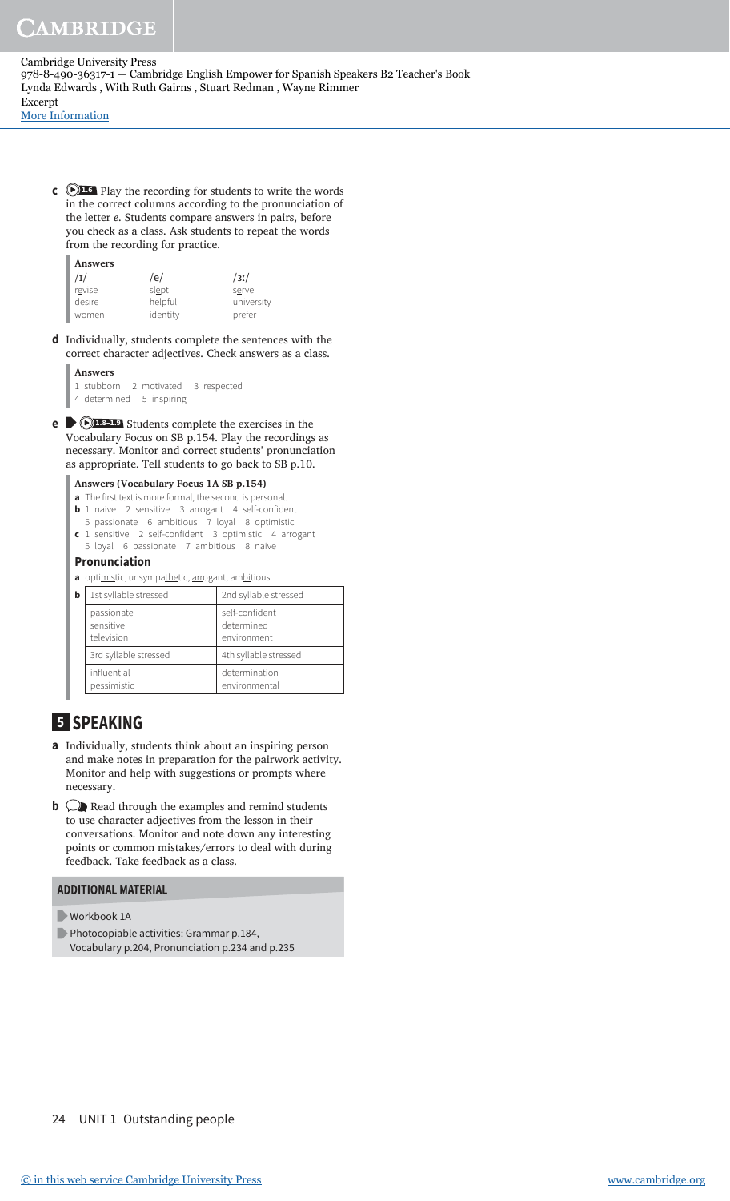**c** 1.6 Play the recording for students to write the words in the correct columns according to the pronunciation of the letter *e*. Students compare answers in pairs, before you check as a class. Ask students to repeat the words from the recording for practice.

**Answers**

| /ɪ/ | /e/ | /ɜː/ |
|---|---|---|
| revise | slept | serve |
| desire | helpful | university |
| women | identity | prefer |

**d** Individually, students complete the sentences with the correct character adjectives. Check answers as a class.

**Answers**

1 stubborn 2 motivated 3 respected
4 determined 5 inspiring

**e** 1.8–1.9 Students complete the exercises in the Vocabulary Focus on SB p.154. Play the recordings as necessary. Monitor and correct students' pronunciation as appropriate. Tell students to go back to SB p.10.

**Answers (Vocabulary Focus 1A SB p.154)**

**a** The first text is more formal, the second is personal.
**b** 1 naive 2 sensitive 3 arrogant 4 self-confident 5 passionate 6 ambitious 7 loyal 8 optimistic
**c** 1 sensitive 2 self-confident 3 optimistic 4 arrogant 5 loyal 6 passionate 7 ambitious 8 naive

**Pronunciation**

**a** optimistic, unsympathetic, arrogant, ambitious

**b**

| 1st syllable stressed | 2nd syllable stressed |
|---|---|
| passionate<br>sensitive<br>television | self-confident<br>determined<br>environment |
| **3rd syllable stressed** | **4th syllable stressed** |
| influential<br>pessimistic | determination<br>environmental |

## 5 SPEAKING

**a** Individually, students think about an inspiring person and make notes in preparation for the pairwork activity. Monitor and help with suggestions or prompts where necessary.

**b** Read through the examples and remind students to use character adjectives from the lesson in their conversations. Monitor and note down any interesting points or common mistakes/errors to deal with during feedback. Take feedback as a class.

### ADDITIONAL MATERIAL

- Workbook 1A
- Photocopiable activities: Grammar p.184, Vocabulary p.204, Pronunciation p.234 and p.235